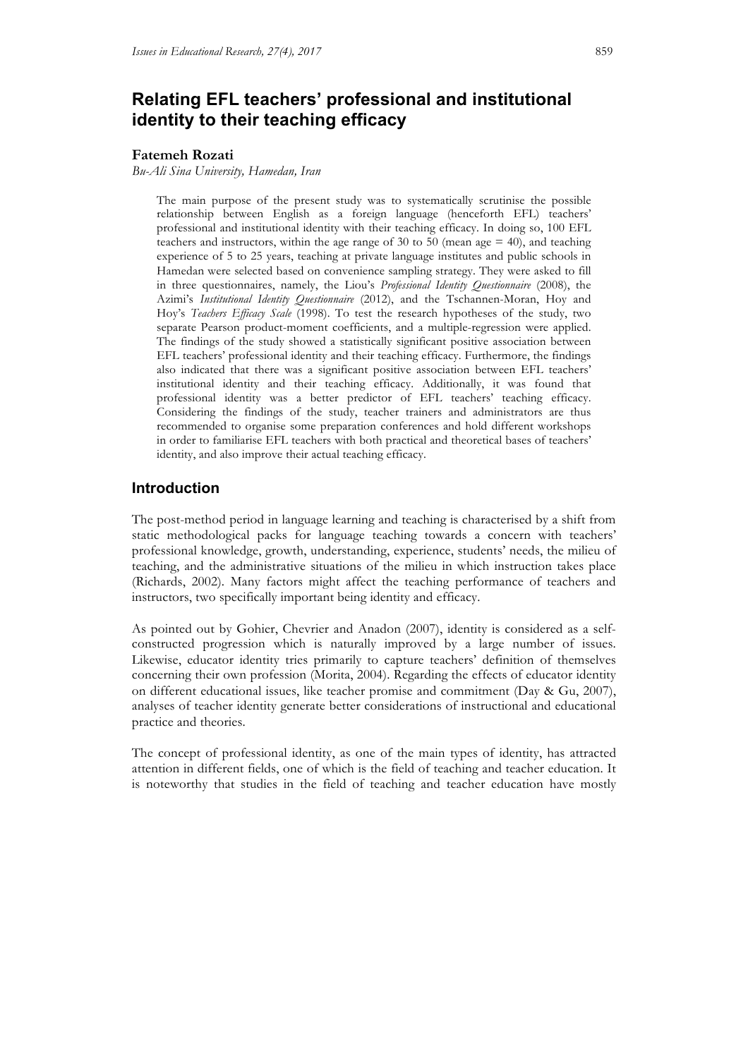# Relating EFL teachers' professional and institutional identity to their teaching efficacy

**Fatemeh Rozati**
*Bu-Ali Sina University, Hamedan, Iran*

The main purpose of the present study was to systematically scrutinise the possible relationship between English as a foreign language (henceforth EFL) teachers' professional and institutional identity with their teaching efficacy. In doing so, 100 EFL teachers and instructors, within the age range of 30 to 50 (mean age = 40), and teaching experience of 5 to 25 years, teaching at private language institutes and public schools in Hamedan were selected based on convenience sampling strategy. They were asked to fill in three questionnaires, namely, the Liou's *Professional Identity Questionnaire* (2008), the Azimi's *Institutional Identity Questionnaire* (2012), and the Tschannen-Moran, Hoy and Hoy's *Teachers Efficacy Scale* (1998). To test the research hypotheses of the study, two separate Pearson product-moment coefficients, and a multiple-regression were applied. The findings of the study showed a statistically significant positive association between EFL teachers' professional identity and their teaching efficacy. Furthermore, the findings also indicated that there was a significant positive association between EFL teachers' institutional identity and their teaching efficacy. Additionally, it was found that professional identity was a better predictor of EFL teachers' teaching efficacy. Considering the findings of the study, teacher trainers and administrators are thus recommended to organise some preparation conferences and hold different workshops in order to familiarise EFL teachers with both practical and theoretical bases of teachers' identity, and also improve their actual teaching efficacy.

## Introduction

The post-method period in language learning and teaching is characterised by a shift from static methodological packs for language teaching towards a concern with teachers' professional knowledge, growth, understanding, experience, students' needs, the milieu of teaching, and the administrative situations of the milieu in which instruction takes place (Richards, 2002). Many factors might affect the teaching performance of teachers and instructors, two specifically important being identity and efficacy.

As pointed out by Gohier, Chevrier and Anadon (2007), identity is considered as a self-constructed progression which is naturally improved by a large number of issues. Likewise, educator identity tries primarily to capture teachers' definition of themselves concerning their own profession (Morita, 2004). Regarding the effects of educator identity on different educational issues, like teacher promise and commitment (Day & Gu, 2007), analyses of teacher identity generate better considerations of instructional and educational practice and theories.

The concept of professional identity, as one of the main types of identity, has attracted attention in different fields, one of which is the field of teaching and teacher education. It is noteworthy that studies in the field of teaching and teacher education have mostly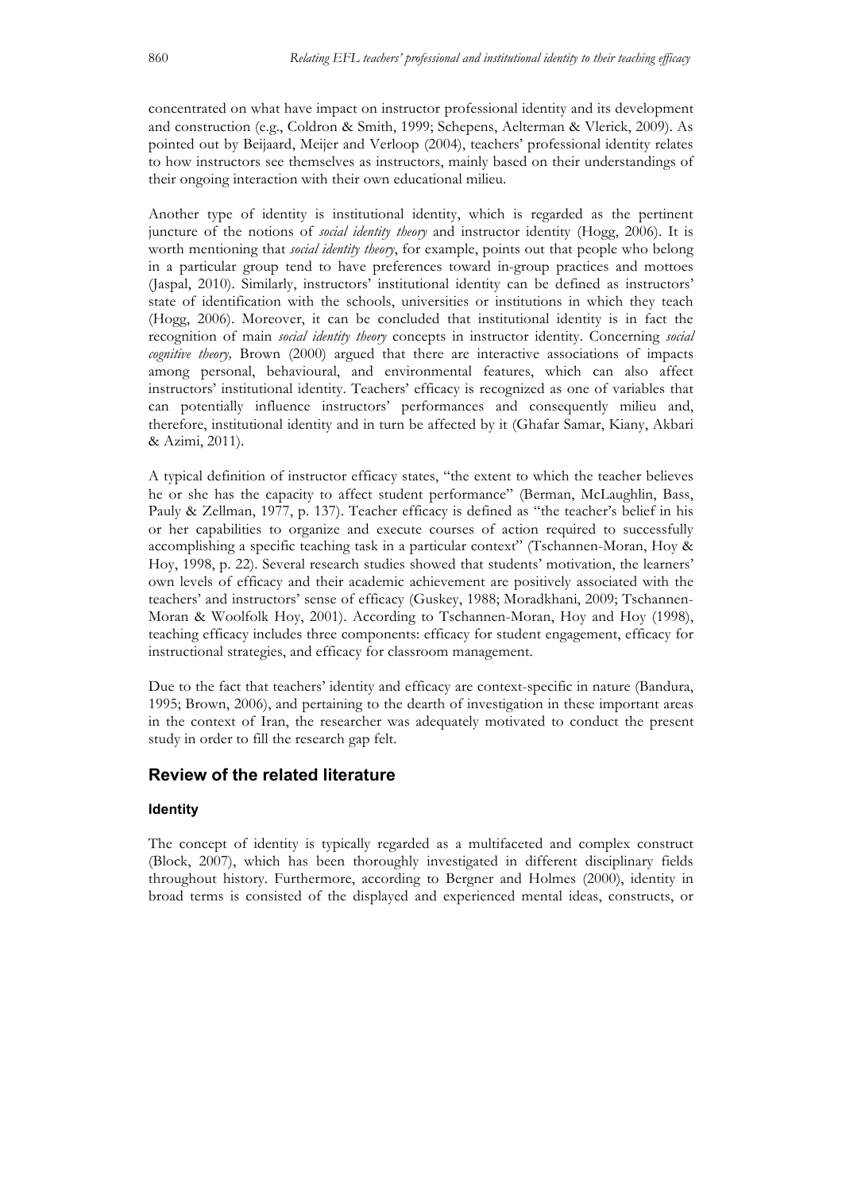concentrated on what have impact on instructor professional identity and its development and construction (e.g., Coldron & Smith, 1999; Schepens, Aelterman & Vlerick, 2009). As pointed out by Beijaard, Meijer and Verloop (2004), teachers' professional identity relates to how instructors see themselves as instructors, mainly based on their understandings of their ongoing interaction with their own educational milieu.

Another type of identity is institutional identity, which is regarded as the pertinent juncture of the notions of *social identity theory* and instructor identity (Hogg, 2006). It is worth mentioning that *social identity theory*, for example, points out that people who belong in a particular group tend to have preferences toward in-group practices and mottoes (Jaspal, 2010). Similarly, instructors' institutional identity can be defined as instructors' state of identification with the schools, universities or institutions in which they teach (Hogg, 2006). Moreover, it can be concluded that institutional identity is in fact the recognition of main *social identity theory* concepts in instructor identity. Concerning *social cognitive theory,* Brown (2000) argued that there are interactive associations of impacts among personal, behavioural, and environmental features, which can also affect instructors' institutional identity. Teachers' efficacy is recognized as one of variables that can potentially influence instructors' performances and consequently milieu and, therefore, institutional identity and in turn be affected by it (Ghafar Samar, Kiany, Akbari & Azimi, 2011).

A typical definition of instructor efficacy states, "the extent to which the teacher believes he or she has the capacity to affect student performance" (Berman, McLaughlin, Bass, Pauly & Zellman, 1977, p. 137). Teacher efficacy is defined as "the teacher's belief in his or her capabilities to organize and execute courses of action required to successfully accomplishing a specific teaching task in a particular context" (Tschannen-Moran, Hoy & Hoy, 1998, p. 22). Several research studies showed that students' motivation, the learners' own levels of efficacy and their academic achievement are positively associated with the teachers' and instructors' sense of efficacy (Guskey, 1988; Moradkhani, 2009; Tschannen-Moran & Woolfolk Hoy, 2001). According to Tschannen-Moran, Hoy and Hoy (1998), teaching efficacy includes three components: efficacy for student engagement, efficacy for instructional strategies, and efficacy for classroom management.

Due to the fact that teachers' identity and efficacy are context-specific in nature (Bandura, 1995; Brown, 2006), and pertaining to the dearth of investigation in these important areas in the context of Iran, the researcher was adequately motivated to conduct the present study in order to fill the research gap felt.

## Review of the related literature

### Identity

The concept of identity is typically regarded as a multifaceted and complex construct (Block, 2007), which has been thoroughly investigated in different disciplinary fields throughout history. Furthermore, according to Bergner and Holmes (2000), identity in broad terms is consisted of the displayed and experienced mental ideas, constructs, or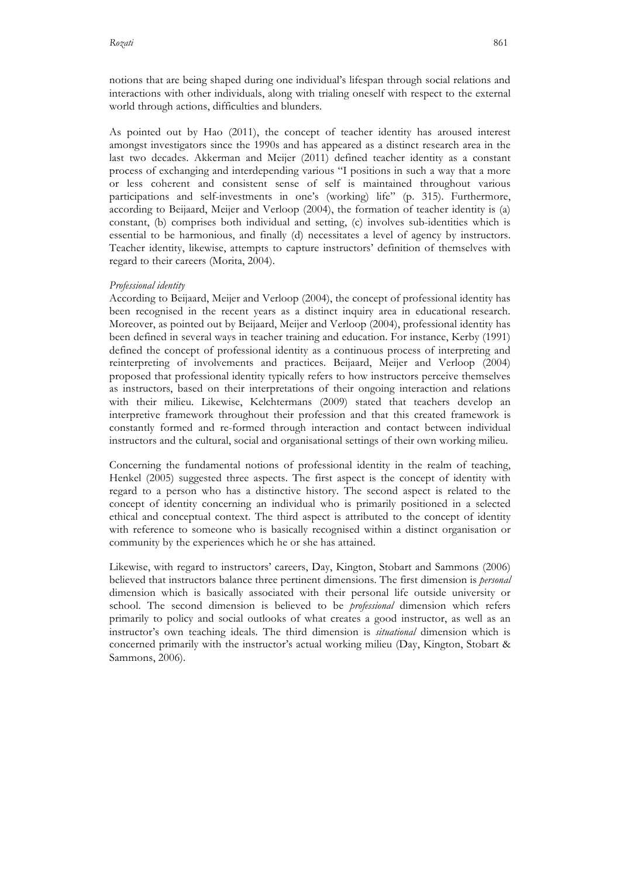notions that are being shaped during one individual's lifespan through social relations and interactions with other individuals, along with trialing oneself with respect to the external world through actions, difficulties and blunders.

As pointed out by Hao (2011), the concept of teacher identity has aroused interest amongst investigators since the 1990s and has appeared as a distinct research area in the last two decades. Akkerman and Meijer (2011) defined teacher identity as a constant process of exchanging and interdepending various "I positions in such a way that a more or less coherent and consistent sense of self is maintained throughout various participations and self-investments in one's (working) life" (p. 315). Furthermore, according to Beijaard, Meijer and Verloop (2004), the formation of teacher identity is (a) constant, (b) comprises both individual and setting, (c) involves sub-identities which is essential to be harmonious, and finally (d) necessitates a level of agency by instructors. Teacher identity, likewise, attempts to capture instructors' definition of themselves with regard to their careers (Morita, 2004).

*Professional identity*

According to Beijaard, Meijer and Verloop (2004), the concept of professional identity has been recognised in the recent years as a distinct inquiry area in educational research. Moreover, as pointed out by Beijaard, Meijer and Verloop (2004), professional identity has been defined in several ways in teacher training and education. For instance, Kerby (1991) defined the concept of professional identity as a continuous process of interpreting and reinterpreting of involvements and practices. Beijaard, Meijer and Verloop (2004) proposed that professional identity typically refers to how instructors perceive themselves as instructors, based on their interpretations of their ongoing interaction and relations with their milieu. Likewise, Kelchtermans (2009) stated that teachers develop an interpretive framework throughout their profession and that this created framework is constantly formed and re-formed through interaction and contact between individual instructors and the cultural, social and organisational settings of their own working milieu.

Concerning the fundamental notions of professional identity in the realm of teaching, Henkel (2005) suggested three aspects. The first aspect is the concept of identity with regard to a person who has a distinctive history. The second aspect is related to the concept of identity concerning an individual who is primarily positioned in a selected ethical and conceptual context. The third aspect is attributed to the concept of identity with reference to someone who is basically recognised within a distinct organisation or community by the experiences which he or she has attained.

Likewise, with regard to instructors' careers, Day, Kington, Stobart and Sammons (2006) believed that instructors balance three pertinent dimensions. The first dimension is *personal* dimension which is basically associated with their personal life outside university or school. The second dimension is believed to be *professional* dimension which refers primarily to policy and social outlooks of what creates a good instructor, as well as an instructor's own teaching ideals. The third dimension is *situational* dimension which is concerned primarily with the instructor's actual working milieu (Day, Kington, Stobart & Sammons, 2006).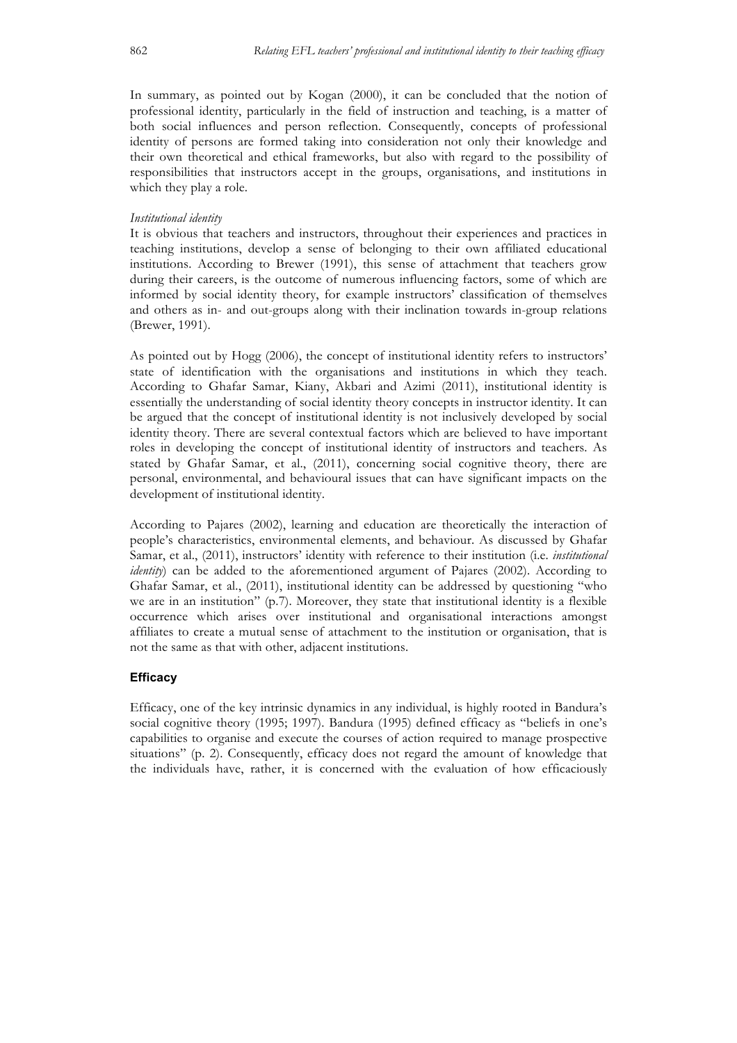In summary, as pointed out by Kogan (2000), it can be concluded that the notion of professional identity, particularly in the field of instruction and teaching, is a matter of both social influences and person reflection. Consequently, concepts of professional identity of persons are formed taking into consideration not only their knowledge and their own theoretical and ethical frameworks, but also with regard to the possibility of responsibilities that instructors accept in the groups, organisations, and institutions in which they play a role.

*Institutional identity*

It is obvious that teachers and instructors, throughout their experiences and practices in teaching institutions, develop a sense of belonging to their own affiliated educational institutions. According to Brewer (1991), this sense of attachment that teachers grow during their careers, is the outcome of numerous influencing factors, some of which are informed by social identity theory, for example instructors' classification of themselves and others as in- and out-groups along with their inclination towards in-group relations (Brewer, 1991).

As pointed out by Hogg (2006), the concept of institutional identity refers to instructors' state of identification with the organisations and institutions in which they teach. According to Ghafar Samar, Kiany, Akbari and Azimi (2011), institutional identity is essentially the understanding of social identity theory concepts in instructor identity. It can be argued that the concept of institutional identity is not inclusively developed by social identity theory. There are several contextual factors which are believed to have important roles in developing the concept of institutional identity of instructors and teachers. As stated by Ghafar Samar, et al., (2011), concerning social cognitive theory, there are personal, environmental, and behavioural issues that can have significant impacts on the development of institutional identity.

According to Pajares (2002), learning and education are theoretically the interaction of people's characteristics, environmental elements, and behaviour. As discussed by Ghafar Samar, et al., (2011), instructors' identity with reference to their institution (i.e. *institutional identity*) can be added to the aforementioned argument of Pajares (2002). According to Ghafar Samar, et al., (2011), institutional identity can be addressed by questioning "who we are in an institution" (p.7). Moreover, they state that institutional identity is a flexible occurrence which arises over institutional and organisational interactions amongst affiliates to create a mutual sense of attachment to the institution or organisation, that is not the same as that with other, adjacent institutions.

## Efficacy

Efficacy, one of the key intrinsic dynamics in any individual, is highly rooted in Bandura's social cognitive theory (1995; 1997). Bandura (1995) defined efficacy as "beliefs in one's capabilities to organise and execute the courses of action required to manage prospective situations" (p. 2). Consequently, efficacy does not regard the amount of knowledge that the individuals have, rather, it is concerned with the evaluation of how efficaciously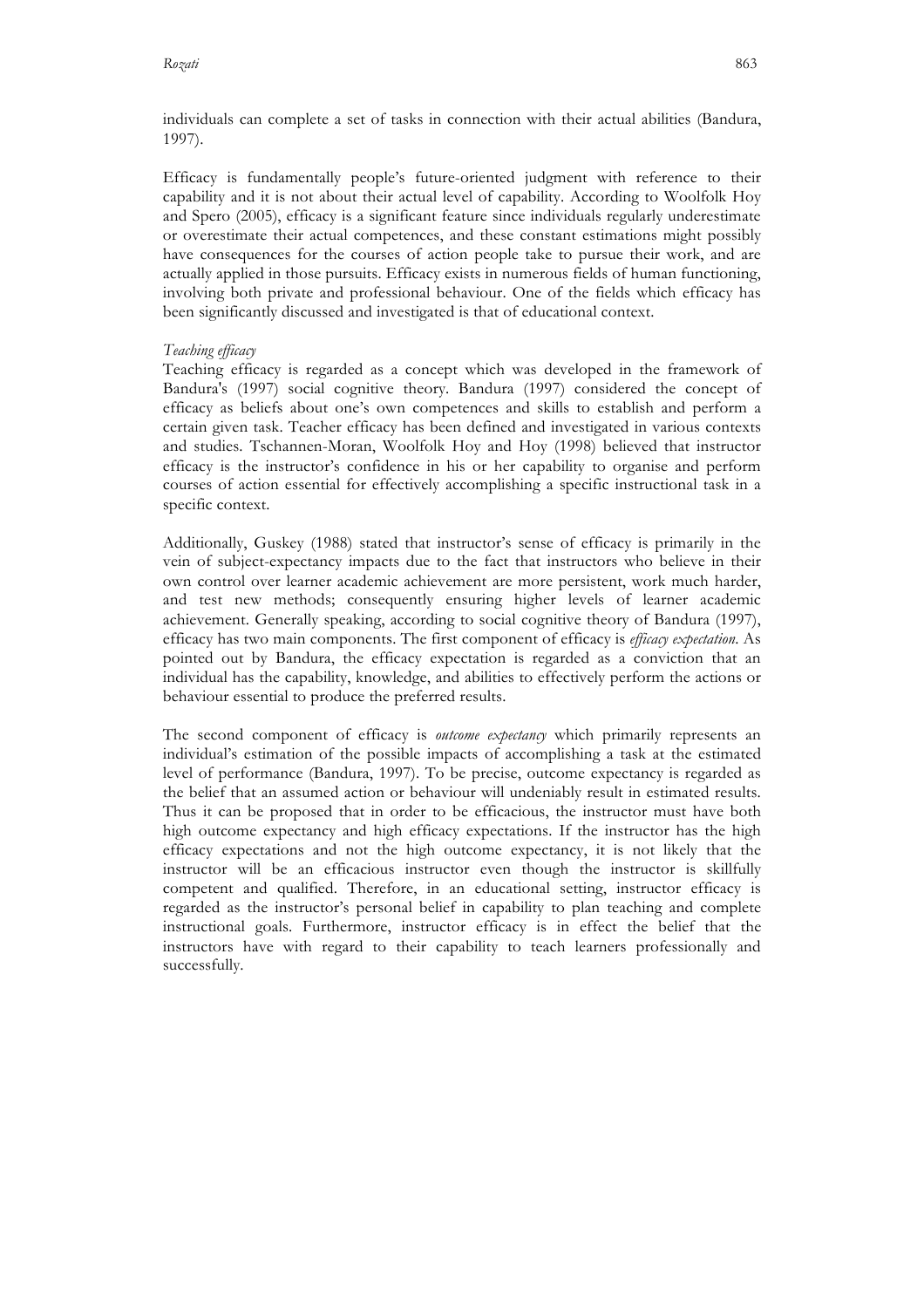individuals can complete a set of tasks in connection with their actual abilities (Bandura, 1997).

Efficacy is fundamentally people's future-oriented judgment with reference to their capability and it is not about their actual level of capability. According to Woolfolk Hoy and Spero (2005), efficacy is a significant feature since individuals regularly underestimate or overestimate their actual competences, and these constant estimations might possibly have consequences for the courses of action people take to pursue their work, and are actually applied in those pursuits. Efficacy exists in numerous fields of human functioning, involving both private and professional behaviour. One of the fields which efficacy has been significantly discussed and investigated is that of educational context.

*Teaching efficacy*

Teaching efficacy is regarded as a concept which was developed in the framework of Bandura's (1997) social cognitive theory. Bandura (1997) considered the concept of efficacy as beliefs about one's own competences and skills to establish and perform a certain given task. Teacher efficacy has been defined and investigated in various contexts and studies. Tschannen-Moran, Woolfolk Hoy and Hoy (1998) believed that instructor efficacy is the instructor's confidence in his or her capability to organise and perform courses of action essential for effectively accomplishing a specific instructional task in a specific context.

Additionally, Guskey (1988) stated that instructor's sense of efficacy is primarily in the vein of subject-expectancy impacts due to the fact that instructors who believe in their own control over learner academic achievement are more persistent, work much harder, and test new methods; consequently ensuring higher levels of learner academic achievement. Generally speaking, according to social cognitive theory of Bandura (1997), efficacy has two main components. The first component of efficacy is *efficacy expectation*. As pointed out by Bandura, the efficacy expectation is regarded as a conviction that an individual has the capability, knowledge, and abilities to effectively perform the actions or behaviour essential to produce the preferred results.

The second component of efficacy is *outcome expectancy* which primarily represents an individual's estimation of the possible impacts of accomplishing a task at the estimated level of performance (Bandura, 1997). To be precise, outcome expectancy is regarded as the belief that an assumed action or behaviour will undeniably result in estimated results. Thus it can be proposed that in order to be efficacious, the instructor must have both high outcome expectancy and high efficacy expectations. If the instructor has the high efficacy expectations and not the high outcome expectancy, it is not likely that the instructor will be an efficacious instructor even though the instructor is skillfully competent and qualified. Therefore, in an educational setting, instructor efficacy is regarded as the instructor's personal belief in capability to plan teaching and complete instructional goals. Furthermore, instructor efficacy is in effect the belief that the instructors have with regard to their capability to teach learners professionally and successfully.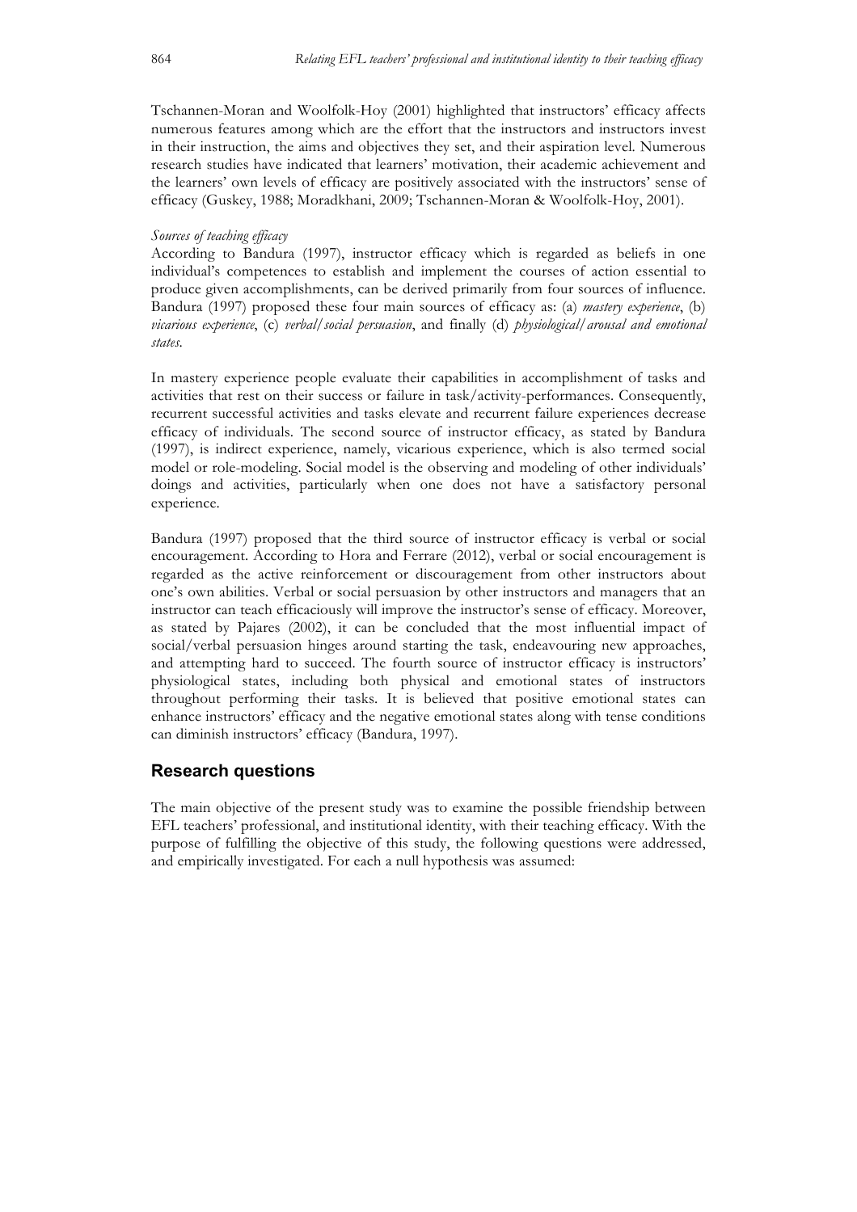Tschannen-Moran and Woolfolk-Hoy (2001) highlighted that instructors' efficacy affects numerous features among which are the effort that the instructors and instructors invest in their instruction, the aims and objectives they set, and their aspiration level. Numerous research studies have indicated that learners' motivation, their academic achievement and the learners' own levels of efficacy are positively associated with the instructors' sense of efficacy (Guskey, 1988; Moradkhani, 2009; Tschannen-Moran & Woolfolk-Hoy, 2001).

*Sources of teaching efficacy*

According to Bandura (1997), instructor efficacy which is regarded as beliefs in one individual's competences to establish and implement the courses of action essential to produce given accomplishments, can be derived primarily from four sources of influence. Bandura (1997) proposed these four main sources of efficacy as: (a) *mastery experience*, (b) *vicarious experience*, (c) *verbal/social persuasion*, and finally (d) *physiological/arousal and emotional states*.

In mastery experience people evaluate their capabilities in accomplishment of tasks and activities that rest on their success or failure in task/activity-performances. Consequently, recurrent successful activities and tasks elevate and recurrent failure experiences decrease efficacy of individuals. The second source of instructor efficacy, as stated by Bandura (1997), is indirect experience, namely, vicarious experience, which is also termed social model or role-modeling. Social model is the observing and modeling of other individuals' doings and activities, particularly when one does not have a satisfactory personal experience.

Bandura (1997) proposed that the third source of instructor efficacy is verbal or social encouragement. According to Hora and Ferrare (2012), verbal or social encouragement is regarded as the active reinforcement or discouragement from other instructors about one's own abilities. Verbal or social persuasion by other instructors and managers that an instructor can teach efficaciously will improve the instructor's sense of efficacy. Moreover, as stated by Pajares (2002), it can be concluded that the most influential impact of social/verbal persuasion hinges around starting the task, endeavouring new approaches, and attempting hard to succeed. The fourth source of instructor efficacy is instructors' physiological states, including both physical and emotional states of instructors throughout performing their tasks. It is believed that positive emotional states can enhance instructors' efficacy and the negative emotional states along with tense conditions can diminish instructors' efficacy (Bandura, 1997).

## Research questions

The main objective of the present study was to examine the possible friendship between EFL teachers' professional, and institutional identity, with their teaching efficacy. With the purpose of fulfilling the objective of this study, the following questions were addressed, and empirically investigated. For each a null hypothesis was assumed: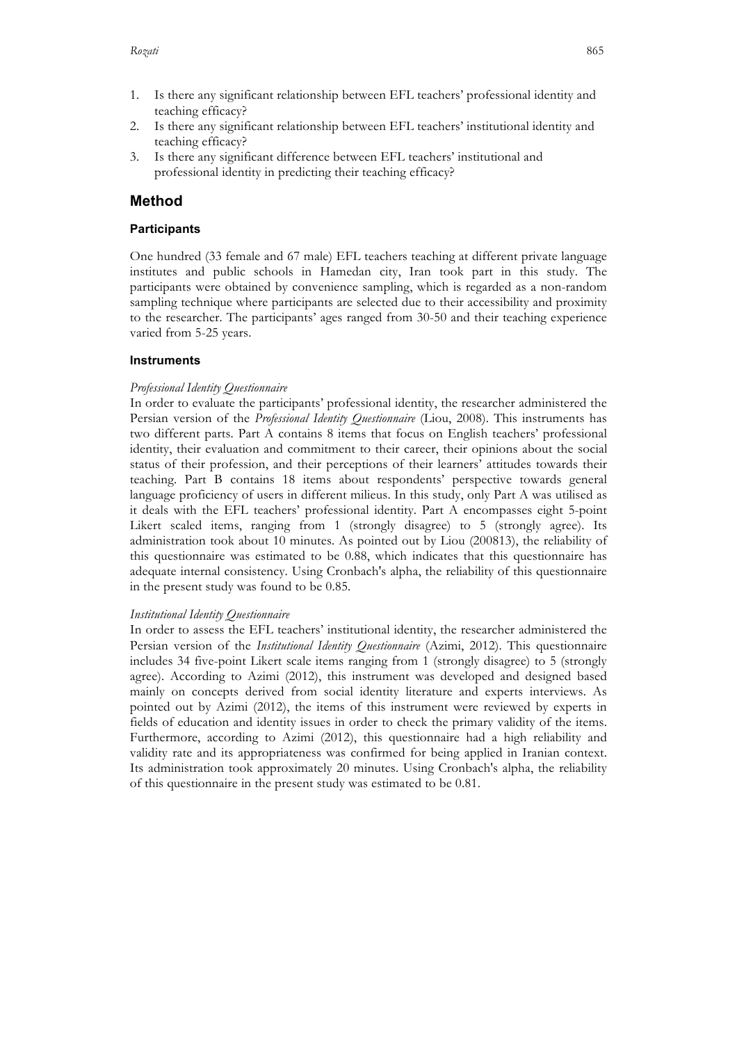1. Is there any significant relationship between EFL teachers' professional identity and teaching efficacy?
2. Is there any significant relationship between EFL teachers' institutional identity and teaching efficacy?
3. Is there any significant difference between EFL teachers' institutional and professional identity in predicting their teaching efficacy?

## Method

### Participants

One hundred (33 female and 67 male) EFL teachers teaching at different private language institutes and public schools in Hamedan city, Iran took part in this study. The participants were obtained by convenience sampling, which is regarded as a non-random sampling technique where participants are selected due to their accessibility and proximity to the researcher. The participants' ages ranged from 30-50 and their teaching experience varied from 5-25 years.

### Instruments

*Professional Identity Questionnaire*

In order to evaluate the participants' professional identity, the researcher administered the Persian version of the *Professional Identity Questionnaire* (Liou, 2008). This instruments has two different parts. Part A contains 8 items that focus on English teachers' professional identity, their evaluation and commitment to their career, their opinions about the social status of their profession, and their perceptions of their learners' attitudes towards their teaching. Part B contains 18 items about respondents' perspective towards general language proficiency of users in different milieus. In this study, only Part A was utilised as it deals with the EFL teachers' professional identity. Part A encompasses eight 5-point Likert scaled items, ranging from 1 (strongly disagree) to 5 (strongly agree). Its administration took about 10 minutes. As pointed out by Liou (200813), the reliability of this questionnaire was estimated to be 0.88, which indicates that this questionnaire has adequate internal consistency. Using Cronbach's alpha, the reliability of this questionnaire in the present study was found to be 0.85.

*Institutional Identity Questionnaire*

In order to assess the EFL teachers' institutional identity, the researcher administered the Persian version of the *Institutional Identity Questionnaire* (Azimi, 2012). This questionnaire includes 34 five-point Likert scale items ranging from 1 (strongly disagree) to 5 (strongly agree). According to Azimi (2012), this instrument was developed and designed based mainly on concepts derived from social identity literature and experts interviews. As pointed out by Azimi (2012), the items of this instrument were reviewed by experts in fields of education and identity issues in order to check the primary validity of the items. Furthermore, according to Azimi (2012), this questionnaire had a high reliability and validity rate and its appropriateness was confirmed for being applied in Iranian context. Its administration took approximately 20 minutes. Using Cronbach's alpha, the reliability of this questionnaire in the present study was estimated to be 0.81.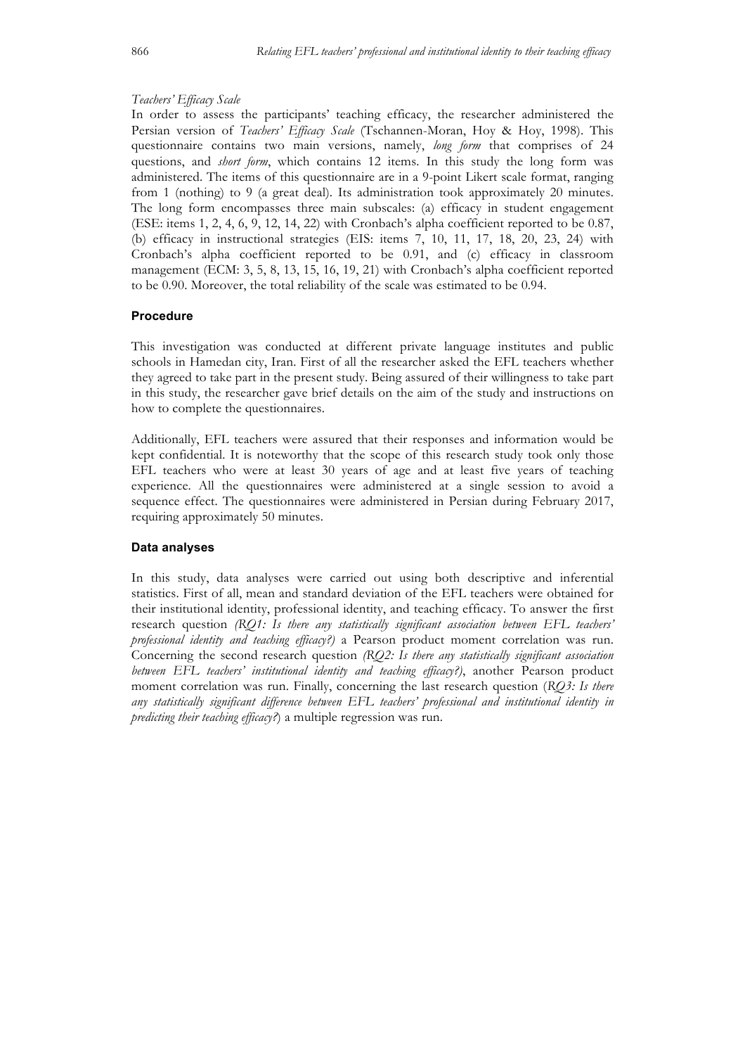*Teachers' Efficacy Scale*

In order to assess the participants' teaching efficacy, the researcher administered the Persian version of *Teachers' Efficacy Scale* (Tschannen-Moran, Hoy & Hoy, 1998). This questionnaire contains two main versions, namely, *long form* that comprises of 24 questions, and *short form*, which contains 12 items. In this study the long form was administered. The items of this questionnaire are in a 9-point Likert scale format, ranging from 1 (nothing) to 9 (a great deal). Its administration took approximately 20 minutes. The long form encompasses three main subscales: (a) efficacy in student engagement (ESE: items 1, 2, 4, 6, 9, 12, 14, 22) with Cronbach's alpha coefficient reported to be 0.87, (b) efficacy in instructional strategies (EIS: items 7, 10, 11, 17, 18, 20, 23, 24) with Cronbach's alpha coefficient reported to be 0.91, and (c) efficacy in classroom management (ECM: 3, 5, 8, 13, 15, 16, 19, 21) with Cronbach's alpha coefficient reported to be 0.90. Moreover, the total reliability of the scale was estimated to be 0.94.

## Procedure

This investigation was conducted at different private language institutes and public schools in Hamedan city, Iran. First of all the researcher asked the EFL teachers whether they agreed to take part in the present study. Being assured of their willingness to take part in this study, the researcher gave brief details on the aim of the study and instructions on how to complete the questionnaires.

Additionally, EFL teachers were assured that their responses and information would be kept confidential. It is noteworthy that the scope of this research study took only those EFL teachers who were at least 30 years of age and at least five years of teaching experience. All the questionnaires were administered at a single session to avoid a sequence effect. The questionnaires were administered in Persian during February 2017, requiring approximately 50 minutes.

## Data analyses

In this study, data analyses were carried out using both descriptive and inferential statistics. First of all, mean and standard deviation of the EFL teachers were obtained for their institutional identity, professional identity, and teaching efficacy. To answer the first research question *(RQ1: Is there any statistically significant association between EFL teachers' professional identity and teaching efficacy?)* a Pearson product moment correlation was run. Concerning the second research question *(RQ2: Is there any statistically significant association between EFL teachers' institutional identity and teaching efficacy?)*, another Pearson product moment correlation was run. Finally, concerning the last research question (*RQ3: Is there any statistically significant difference between EFL teachers' professional and institutional identity in predicting their teaching efficacy?*) a multiple regression was run.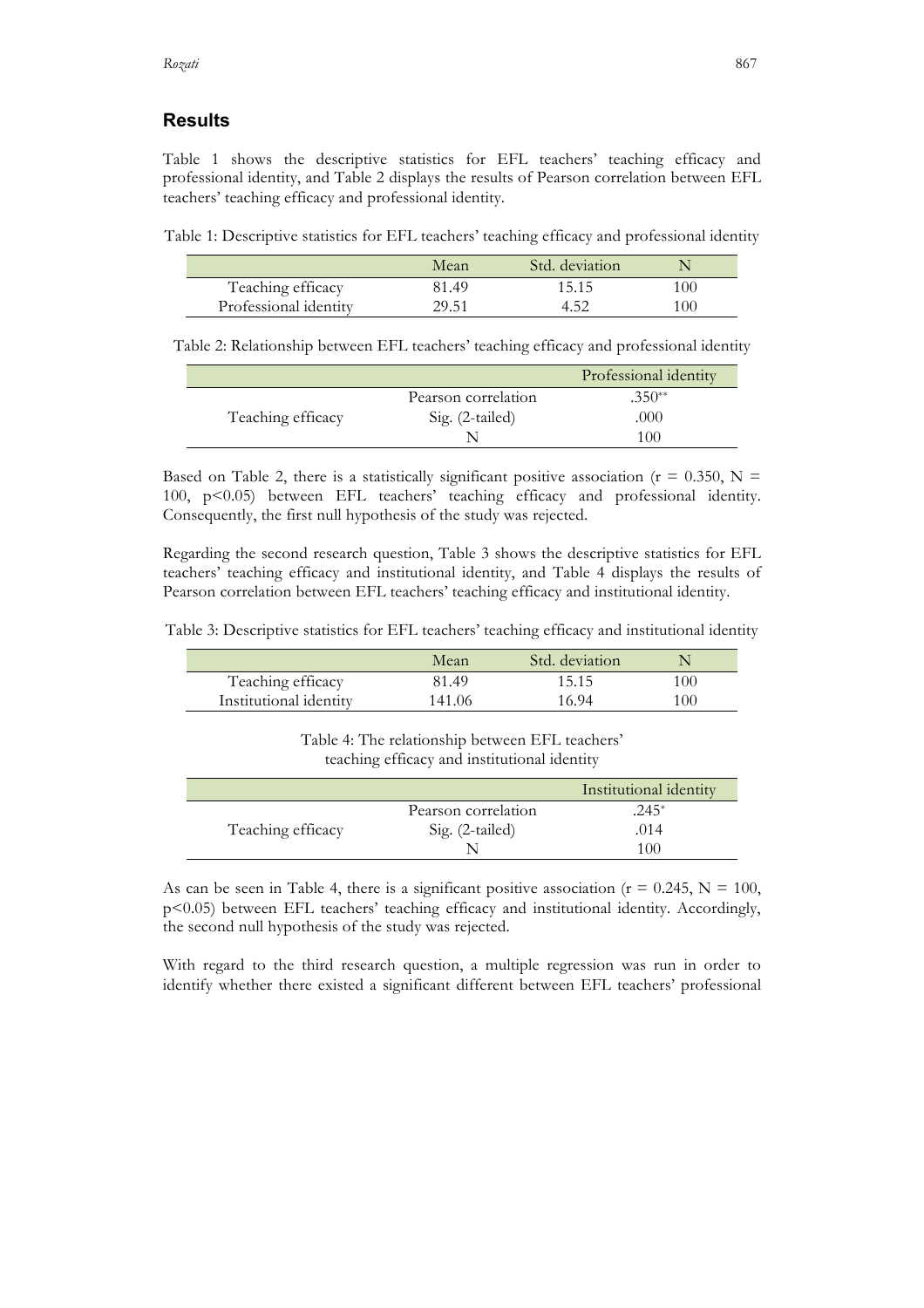## Results

Table 1 shows the descriptive statistics for EFL teachers' teaching efficacy and professional identity, and Table 2 displays the results of Pearson correlation between EFL teachers' teaching efficacy and professional identity.

Table 1: Descriptive statistics for EFL teachers' teaching efficacy and professional identity

| | Mean | Std. deviation | N |
|---|---|---|---|
| Teaching efficacy | 81.49 | 15.15 | 100 |
| Professional identity | 29.51 | 4.52 | 100 |

Table 2: Relationship between EFL teachers' teaching efficacy and professional identity

| | | Professional identity |
|---|---|---|
| Teaching efficacy | Pearson correlation | .350** |
| | Sig. (2-tailed) | .000 |
| | N | 100 |

Based on Table 2, there is a statistically significant positive association ($r = 0.350$, $N = 100$, $p<0.05$) between EFL teachers' teaching efficacy and professional identity. Consequently, the first null hypothesis of the study was rejected.

Regarding the second research question, Table 3 shows the descriptive statistics for EFL teachers' teaching efficacy and institutional identity, and Table 4 displays the results of Pearson correlation between EFL teachers' teaching efficacy and institutional identity.

Table 3: Descriptive statistics for EFL teachers' teaching efficacy and institutional identity

| | Mean | Std. deviation | N |
|---|---|---|---|
| Teaching efficacy | 81.49 | 15.15 | 100 |
| Institutional identity | 141.06 | 16.94 | 100 |

Table 4: The relationship between EFL teachers' teaching efficacy and institutional identity

| | | Institutional identity |
|---|---|---|
| Teaching efficacy | Pearson correlation | .245* |
| | Sig. (2-tailed) | .014 |
| | N | 100 |

As can be seen in Table 4, there is a significant positive association ($r = 0.245$, $N = 100$, $p<0.05$) between EFL teachers' teaching efficacy and institutional identity. Accordingly, the second null hypothesis of the study was rejected.

With regard to the third research question, a multiple regression was run in order to identify whether there existed a significant different between EFL teachers' professional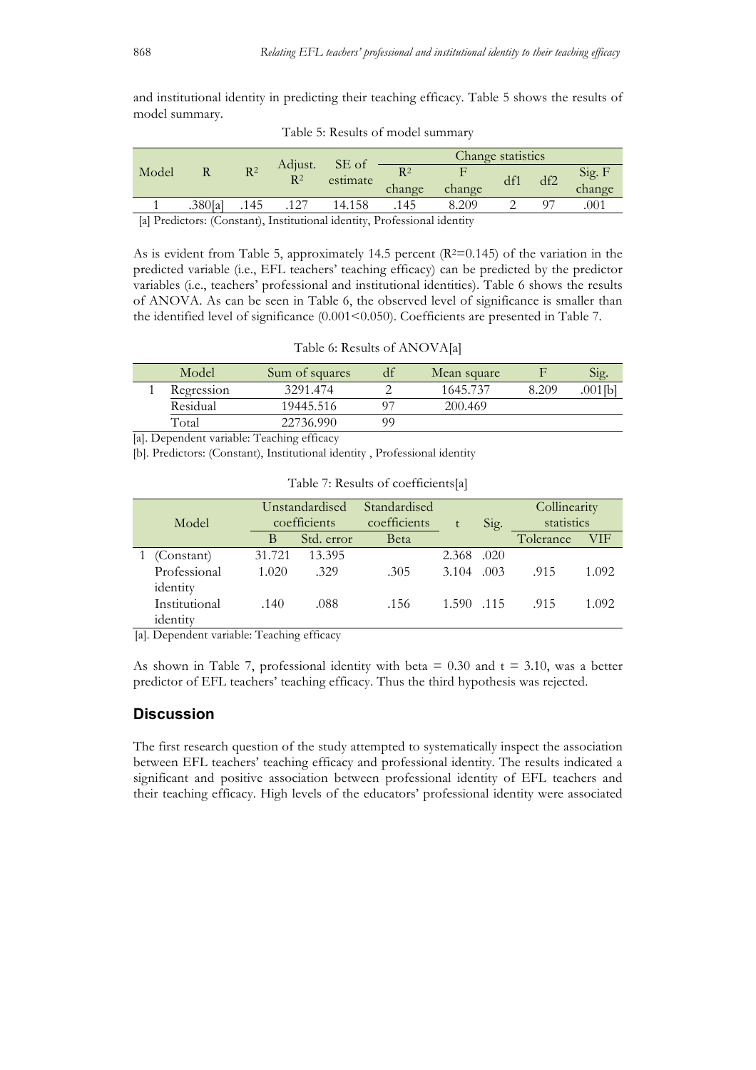and institutional identity in predicting their teaching efficacy. Table 5 shows the results of model summary.

Table 5: Results of model summary

| Model | R | $R^2$ | Adjust. $R^2$ | SE of estimate | Change statistics | | | | |
|---|---|---|---|---|---|---|---|---|---|
| | | | | | $R^2$ change | F change | df1 | df2 | Sig. F change |
| 1 | .380[a] | .145 | .127 | 14.158 | .145 | 8.209 | 2 | 97 | .001 |

[a] Predictors: (Constant), Institutional identity, Professional identity

As is evident from Table 5, approximately 14.5 percent ($R^2$=0.145) of the variation in the predicted variable (i.e., EFL teachers' teaching efficacy) can be predicted by the predictor variables (i.e., teachers' professional and institutional identities). Table 6 shows the results of ANOVA. As can be seen in Table 6, the observed level of significance is smaller than the identified level of significance (0.001<0.050). Coefficients are presented in Table 7.

Table 6: Results of ANOVA[a]

| Model | | Sum of squares | df | Mean square | F | Sig. |
|---|---|---|---|---|---|---|
| 1 | Regression | 3291.474 | 2 | 1645.737 | 8.209 | .001[b] |
| | Residual | 19445.516 | 97 | 200.469 | | |
| | Total | 22736.990 | 99 | | | |

[a]. Dependent variable: Teaching efficacy

[b]. Predictors: (Constant), Institutional identity , Professional identity

Table 7: Results of coefficients[a]

| Model | | Unstandardised coefficients | | Standardised coefficients | t | Sig. | Collinearity statistics | |
|---|---|---|---|---|---|---|---|---|
| | | B | Std. error | Beta | | | Tolerance | VIF |
| 1 | (Constant) | 31.721 | 13.395 | | 2.368 | .020 | | |
| | Professional identity | 1.020 | .329 | .305 | 3.104 | .003 | .915 | 1.092 |
| | Institutional identity | .140 | .088 | .156 | 1.590 | .115 | .915 | 1.092 |

[a]. Dependent variable: Teaching efficacy

As shown in Table 7, professional identity with beta = 0.30 and t = 3.10, was a better predictor of EFL teachers' teaching efficacy. Thus the third hypothesis was rejected.

## Discussion

The first research question of the study attempted to systematically inspect the association between EFL teachers' teaching efficacy and professional identity. The results indicated a significant and positive association between professional identity of EFL teachers and their teaching efficacy. High levels of the educators' professional identity were associated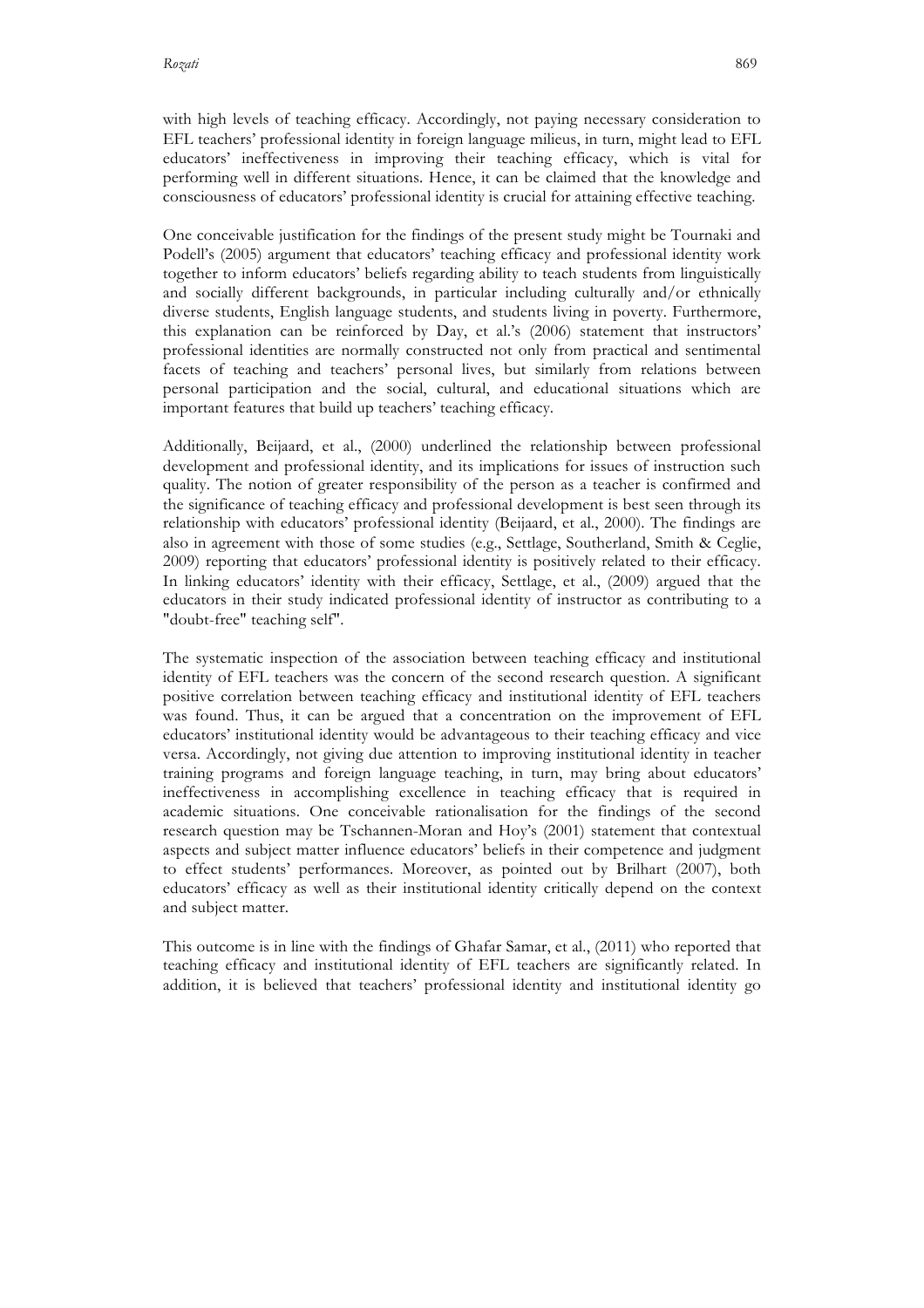with high levels of teaching efficacy. Accordingly, not paying necessary consideration to EFL teachers' professional identity in foreign language milieus, in turn, might lead to EFL educators' ineffectiveness in improving their teaching efficacy, which is vital for performing well in different situations. Hence, it can be claimed that the knowledge and consciousness of educators' professional identity is crucial for attaining effective teaching.

One conceivable justification for the findings of the present study might be Tournaki and Podell's (2005) argument that educators' teaching efficacy and professional identity work together to inform educators' beliefs regarding ability to teach students from linguistically and socially different backgrounds, in particular including culturally and/or ethnically diverse students, English language students, and students living in poverty. Furthermore, this explanation can be reinforced by Day, et al.'s (2006) statement that instructors' professional identities are normally constructed not only from practical and sentimental facets of teaching and teachers' personal lives, but similarly from relations between personal participation and the social, cultural, and educational situations which are important features that build up teachers' teaching efficacy.

Additionally, Beijaard, et al., (2000) underlined the relationship between professional development and professional identity, and its implications for issues of instruction such quality. The notion of greater responsibility of the person as a teacher is confirmed and the significance of teaching efficacy and professional development is best seen through its relationship with educators' professional identity (Beijaard, et al., 2000). The findings are also in agreement with those of some studies (e.g., Settlage, Southerland, Smith & Ceglie, 2009) reporting that educators' professional identity is positively related to their efficacy. In linking educators' identity with their efficacy, Settlage, et al., (2009) argued that the educators in their study indicated professional identity of instructor as contributing to a "doubt-free" teaching self".

The systematic inspection of the association between teaching efficacy and institutional identity of EFL teachers was the concern of the second research question. A significant positive correlation between teaching efficacy and institutional identity of EFL teachers was found. Thus, it can be argued that a concentration on the improvement of EFL educators' institutional identity would be advantageous to their teaching efficacy and vice versa. Accordingly, not giving due attention to improving institutional identity in teacher training programs and foreign language teaching, in turn, may bring about educators' ineffectiveness in accomplishing excellence in teaching efficacy that is required in academic situations. One conceivable rationalisation for the findings of the second research question may be Tschannen-Moran and Hoy's (2001) statement that contextual aspects and subject matter influence educators' beliefs in their competence and judgment to effect students' performances. Moreover, as pointed out by Brilhart (2007), both educators' efficacy as well as their institutional identity critically depend on the context and subject matter.

This outcome is in line with the findings of Ghafar Samar, et al., (2011) who reported that teaching efficacy and institutional identity of EFL teachers are significantly related. In addition, it is believed that teachers' professional identity and institutional identity go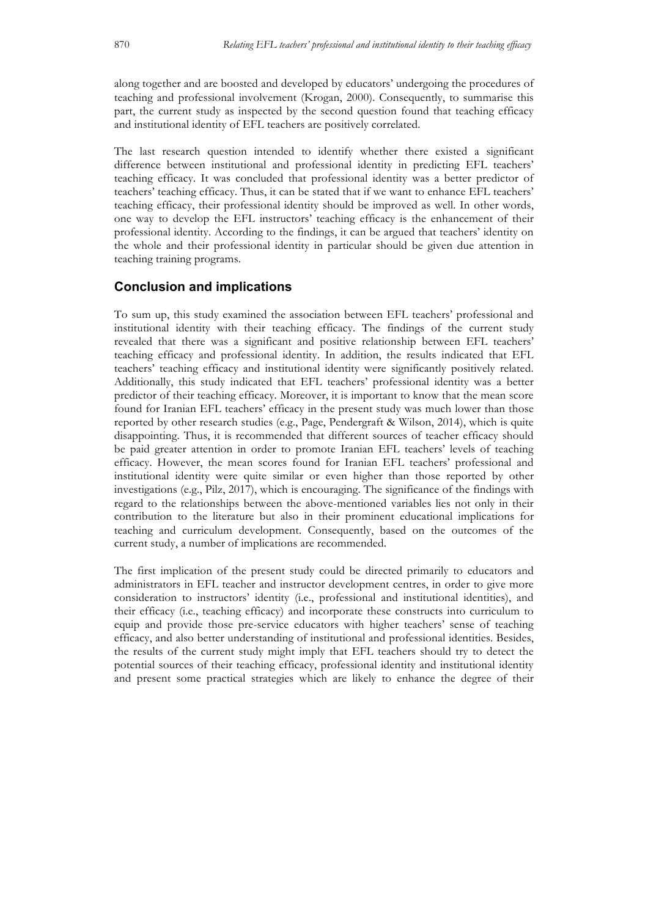along together and are boosted and developed by educators' undergoing the procedures of teaching and professional involvement (Krogan, 2000). Consequently, to summarise this part, the current study as inspected by the second question found that teaching efficacy and institutional identity of EFL teachers are positively correlated.

The last research question intended to identify whether there existed a significant difference between institutional and professional identity in predicting EFL teachers' teaching efficacy. It was concluded that professional identity was a better predictor of teachers' teaching efficacy. Thus, it can be stated that if we want to enhance EFL teachers' teaching efficacy, their professional identity should be improved as well. In other words, one way to develop the EFL instructors' teaching efficacy is the enhancement of their professional identity. According to the findings, it can be argued that teachers' identity on the whole and their professional identity in particular should be given due attention in teaching training programs.

## Conclusion and implications

To sum up, this study examined the association between EFL teachers' professional and institutional identity with their teaching efficacy. The findings of the current study revealed that there was a significant and positive relationship between EFL teachers' teaching efficacy and professional identity. In addition, the results indicated that EFL teachers' teaching efficacy and institutional identity were significantly positively related. Additionally, this study indicated that EFL teachers' professional identity was a better predictor of their teaching efficacy. Moreover, it is important to know that the mean score found for Iranian EFL teachers' efficacy in the present study was much lower than those reported by other research studies (e.g., Page, Pendergraft & Wilson, 2014), which is quite disappointing. Thus, it is recommended that different sources of teacher efficacy should be paid greater attention in order to promote Iranian EFL teachers' levels of teaching efficacy. However, the mean scores found for Iranian EFL teachers' professional and institutional identity were quite similar or even higher than those reported by other investigations (e.g., Pilz, 2017), which is encouraging. The significance of the findings with regard to the relationships between the above-mentioned variables lies not only in their contribution to the literature but also in their prominent educational implications for teaching and curriculum development. Consequently, based on the outcomes of the current study, a number of implications are recommended.

The first implication of the present study could be directed primarily to educators and administrators in EFL teacher and instructor development centres, in order to give more consideration to instructors' identity (i.e., professional and institutional identities), and their efficacy (i.e., teaching efficacy) and incorporate these constructs into curriculum to equip and provide those pre-service educators with higher teachers' sense of teaching efficacy, and also better understanding of institutional and professional identities. Besides, the results of the current study might imply that EFL teachers should try to detect the potential sources of their teaching efficacy, professional identity and institutional identity and present some practical strategies which are likely to enhance the degree of their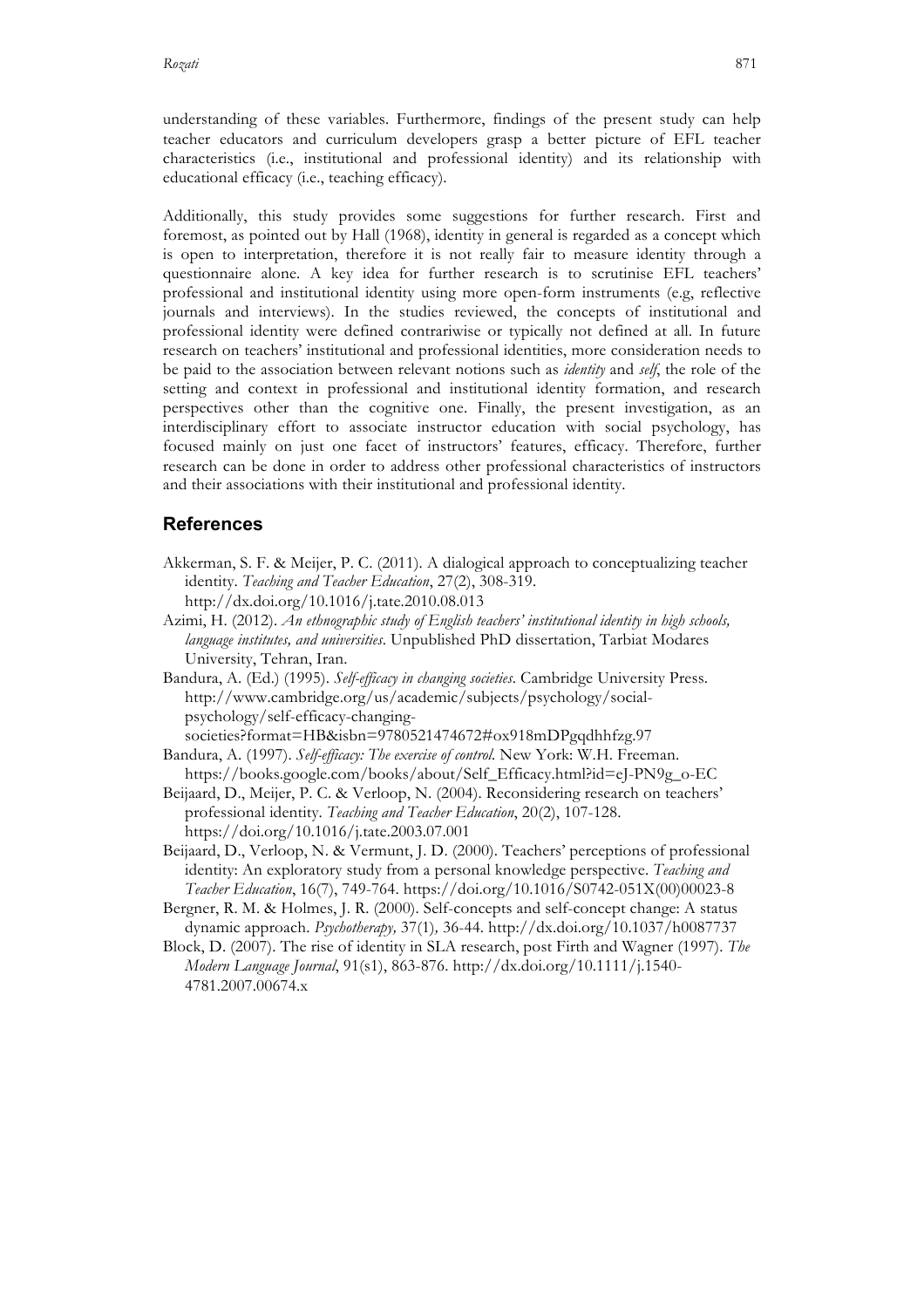understanding of these variables. Furthermore, findings of the present study can help teacher educators and curriculum developers grasp a better picture of EFL teacher characteristics (i.e., institutional and professional identity) and its relationship with educational efficacy (i.e., teaching efficacy).

Additionally, this study provides some suggestions for further research. First and foremost, as pointed out by Hall (1968), identity in general is regarded as a concept which is open to interpretation, therefore it is not really fair to measure identity through a questionnaire alone. A key idea for further research is to scrutinise EFL teachers' professional and institutional identity using more open-form instruments (e.g, reflective journals and interviews). In the studies reviewed, the concepts of institutional and professional identity were defined contrariwise or typically not defined at all. In future research on teachers' institutional and professional identities, more consideration needs to be paid to the association between relevant notions such as *identity* and *self*, the role of the setting and context in professional and institutional identity formation, and research perspectives other than the cognitive one. Finally, the present investigation, as an interdisciplinary effort to associate instructor education with social psychology, has focused mainly on just one facet of instructors' features, efficacy. Therefore, further research can be done in order to address other professional characteristics of instructors and their associations with their institutional and professional identity.

## References

Akkerman, S. F. & Meijer, P. C. (2011). A dialogical approach to conceptualizing teacher identity. *Teaching and Teacher Education*, 27(2), 308-319. http://dx.doi.org/10.1016/j.tate.2010.08.013

Azimi, H. (2012). *An ethnographic study of English teachers' institutional identity in high schools, language institutes, and universities*. Unpublished PhD dissertation, Tarbiat Modares University, Tehran, Iran.

Bandura, A. (Ed.) (1995). *Self-efficacy in changing societies*. Cambridge University Press. http://www.cambridge.org/us/academic/subjects/psychology/social-psychology/self-efficacy-changing-societies?format=HB&isbn=9780521474672#ox918mDPgqdhhfzg.97

Bandura, A. (1997). *Self-efficacy: The exercise of control*. New York: W.H. Freeman. https://books.google.com/books/about/Self_Efficacy.html?id=eJ-PN9g_o-EC

Beijaard, D., Meijer, P. C. & Verloop, N. (2004). Reconsidering research on teachers' professional identity. *Teaching and Teacher Education*, 20(2), 107-128. https://doi.org/10.1016/j.tate.2003.07.001

Beijaard, D., Verloop, N. & Vermunt, J. D. (2000). Teachers' perceptions of professional identity: An exploratory study from a personal knowledge perspective. *Teaching and Teacher Education*, 16(7), 749-764. https://doi.org/10.1016/S0742-051X(00)00023-8

Bergner, R. M. & Holmes, J. R. (2000). Self-concepts and self-concept change: A status dynamic approach. *Psychotherapy,* 37(1)*,* 36-44. http://dx.doi.org/10.1037/h0087737

Block, D. (2007). The rise of identity in SLA research, post Firth and Wagner (1997). *The Modern Language Journal*, 91(s1), 863-876. http://dx.doi.org/10.1111/j.1540-4781.2007.00674.x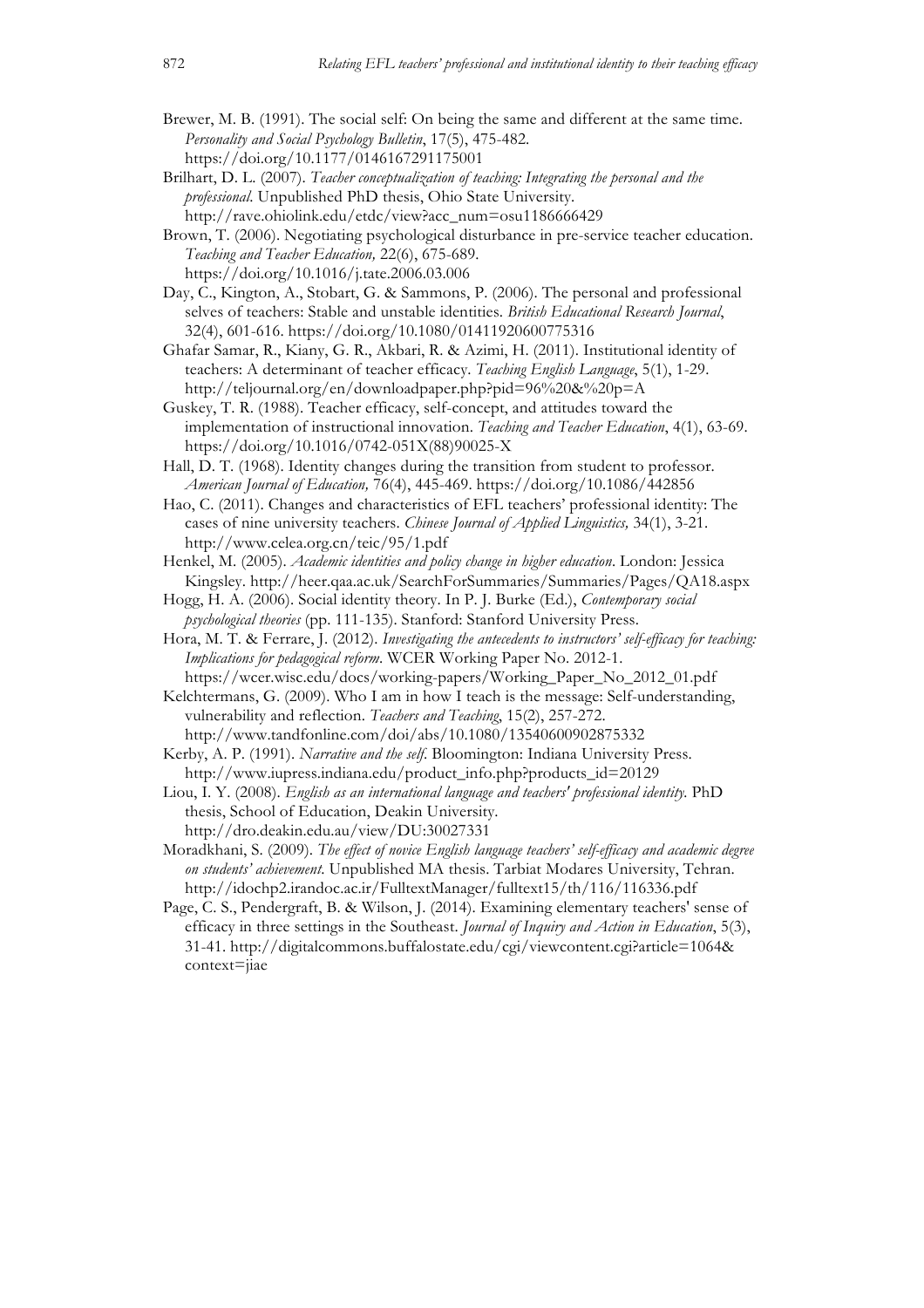Brewer, M. B. (1991). The social self: On being the same and different at the same time. *Personality and Social Psychology Bulletin*, 17(5), 475-482. https://doi.org/10.1177/0146167291175001

Brilhart, D. L. (2007). *Teacher conceptualization of teaching: Integrating the personal and the professional*. Unpublished PhD thesis, Ohio State University. http://rave.ohiolink.edu/etdc/view?acc_num=osu1186666429

Brown, T. (2006). Negotiating psychological disturbance in pre-service teacher education. *Teaching and Teacher Education,* 22(6), 675-689. https://doi.org/10.1016/j.tate.2006.03.006

Day, C., Kington, A., Stobart, G. & Sammons, P. (2006). The personal and professional selves of teachers: Stable and unstable identities. *British Educational Research Journal*, 32(4), 601-616. https://doi.org/10.1080/01411920600775316

Ghafar Samar, R., Kiany, G. R., Akbari, R. & Azimi, H. (2011). Institutional identity of teachers: A determinant of teacher efficacy. *Teaching English Language*, 5(1), 1-29. http://teljournal.org/en/downloadpaper.php?pid=96%20&%20p=A

Guskey, T. R. (1988). Teacher efficacy, self-concept, and attitudes toward the implementation of instructional innovation. *Teaching and Teacher Education*, 4(1), 63-69. https://doi.org/10.1016/0742-051X(88)90025-X

Hall, D. T. (1968). Identity changes during the transition from student to professor. *American Journal of Education,* 76(4), 445-469. https://doi.org/10.1086/442856

Hao, C. (2011). Changes and characteristics of EFL teachers' professional identity: The cases of nine university teachers. *Chinese Journal of Applied Linguistics,* 34(1), 3-21. http://www.celea.org.cn/teic/95/1.pdf

Henkel, M. (2005). *Academic identities and policy change in higher education*. London: Jessica Kingsley. http://heer.qaa.ac.uk/SearchForSummaries/Summaries/Pages/QA18.aspx

Hogg, H. A. (2006). Social identity theory. In P. J. Burke (Ed.), *Contemporary social psychological theories* (pp. 111-135). Stanford: Stanford University Press.

Hora, M. T. & Ferrare, J. (2012). *Investigating the antecedents to instructors' self-efficacy for teaching: Implications for pedagogical reform*. WCER Working Paper No. 2012-1. https://wcer.wisc.edu/docs/working-papers/Working_Paper_No_2012_01.pdf

Kelchtermans, G. (2009). Who I am in how I teach is the message: Self-understanding, vulnerability and reflection. *Teachers and Teaching*, 15(2), 257-272. http://www.tandfonline.com/doi/abs/10.1080/13540600902875332

Kerby, A. P. (1991). *Narrative and the self*. Bloomington: Indiana University Press. http://www.iupress.indiana.edu/product_info.php?products_id=20129

Liou, I. Y. (2008). *English as an international language and teachers' professional identity*. PhD thesis, School of Education, Deakin University. http://dro.deakin.edu.au/view/DU:30027331

Moradkhani, S. (2009). *The effect of novice English language teachers' self-efficacy and academic degree on students' achievement*. Unpublished MA thesis. Tarbiat Modares University, Tehran. http://idochp2.irandoc.ac.ir/FulltextManager/fulltext15/th/116/116336.pdf

Page, C. S., Pendergraft, B. & Wilson, J. (2014). Examining elementary teachers' sense of efficacy in three settings in the Southeast. *Journal of Inquiry and Action in Education*, 5(3), 31-41. http://digitalcommons.buffalostate.edu/cgi/viewcontent.cgi?article=1064&context=jiae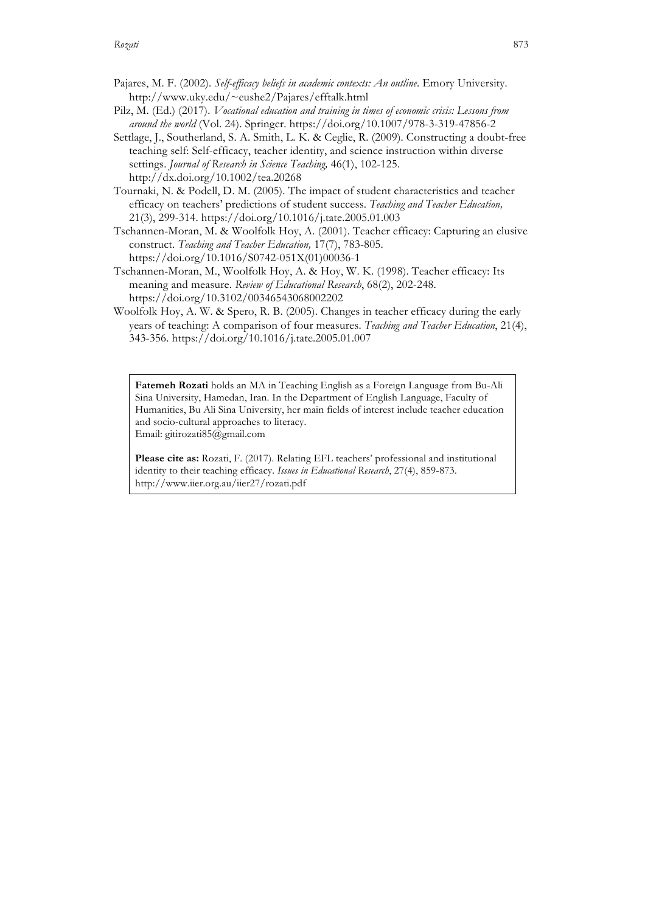Pajares, M. F. (2002). *Self-efficacy beliefs in academic contexts: An outline*. Emory University. http://www.uky.edu/~eushe2/Pajares/efftalk.html

Pilz, M. (Ed.) (2017). *Vocational education and training in times of economic crisis: Lessons from around the world* (Vol. 24). Springer. https://doi.org/10.1007/978-3-319-47856-2

Settlage, J., Southerland, S. A. Smith, L. K. & Ceglie, R. (2009). Constructing a doubt-free teaching self: Self-efficacy, teacher identity, and science instruction within diverse settings. *Journal of Research in Science Teaching,* 46(1), 102-125. http://dx.doi.org/10.1002/tea.20268

Tournaki, N. & Podell, D. M. (2005). The impact of student characteristics and teacher efficacy on teachers' predictions of student success. *Teaching and Teacher Education,* 21(3), 299-314. https://doi.org/10.1016/j.tate.2005.01.003

Tschannen-Moran, M. & Woolfolk Hoy, A. (2001). Teacher efficacy: Capturing an elusive construct. *Teaching and Teacher Education,* 17(7), 783-805. https://doi.org/10.1016/S0742-051X(01)00036-1

Tschannen-Moran, M., Woolfolk Hoy, A. & Hoy, W. K. (1998). Teacher efficacy: Its meaning and measure. *Review of Educational Research*, 68(2), 202-248. https://doi.org/10.3102/00346543068002202

Woolfolk Hoy, A. W. & Spero, R. B. (2005). Changes in teacher efficacy during the early years of teaching: A comparison of four measures. *Teaching and Teacher Education*, 21(4), 343-356. https://doi.org/10.1016/j.tate.2005.01.007

**Fatemeh Rozati** holds an MA in Teaching English as a Foreign Language from Bu-Ali Sina University, Hamedan, Iran. In the Department of English Language, Faculty of Humanities, Bu Ali Sina University, her main fields of interest include teacher education and socio-cultural approaches to literacy.
Email: gitirozati85@gmail.com

**Please cite as:** Rozati, F. (2017). Relating EFL teachers' professional and institutional identity to their teaching efficacy. *Issues in Educational Research*, 27(4), 859-873. http://www.iier.org.au/iier27/rozati.pdf